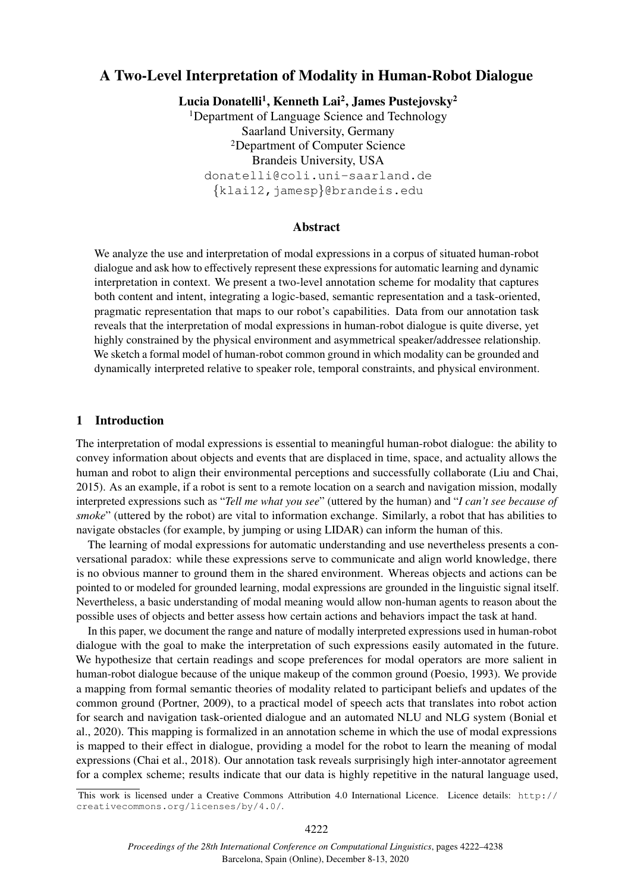# A Two-Level Interpretation of Modality in Human-Robot Dialogue

**Lucia Donatelli[1], Kenneth Lai[2], James Pustejovsky[2]**

[1]Department of Language Science and Technology
Saarland University, Germany
[2]Department of Computer Science
Brandeis University, USA
donatelli@coli.uni-saarland.de
{klai12,jamesp}@brandeis.edu

## Abstract

We analyze the use and interpretation of modal expressions in a corpus of situated human-robot dialogue and ask how to effectively represent these expressions for automatic learning and dynamic interpretation in context. We present a two-level annotation scheme for modality that captures both content and intent, integrating a logic-based, semantic representation and a task-oriented, pragmatic representation that maps to our robot's capabilities. Data from our annotation task reveals that the interpretation of modal expressions in human-robot dialogue is quite diverse, yet highly constrained by the physical environment and asymmetrical speaker/addressee relationship. We sketch a formal model of human-robot common ground in which modality can be grounded and dynamically interpreted relative to speaker role, temporal constraints, and physical environment.

## 1 Introduction

The interpretation of modal expressions is essential to meaningful human-robot dialogue: the ability to convey information about objects and events that are displaced in time, space, and actuality allows the human and robot to align their environmental perceptions and successfully collaborate (Liu and Chai, 2015). As an example, if a robot is sent to a remote location on a search and navigation mission, modally interpreted expressions such as "*Tell me what you see*" (uttered by the human) and "*I can't see because of smoke*" (uttered by the robot) are vital to information exchange. Similarly, a robot that has abilities to navigate obstacles (for example, by jumping or using LIDAR) can inform the human of this.

The learning of modal expressions for automatic understanding and use nevertheless presents a conversational paradox: while these expressions serve to communicate and align world knowledge, there is no obvious manner to ground them in the shared environment. Whereas objects and actions can be pointed to or modeled for grounded learning, modal expressions are grounded in the linguistic signal itself. Nevertheless, a basic understanding of modal meaning would allow non-human agents to reason about the possible uses of objects and better assess how certain actions and behaviors impact the task at hand.

In this paper, we document the range and nature of modally interpreted expressions used in human-robot dialogue with the goal to make the interpretation of such expressions easily automated in the future. We hypothesize that certain readings and scope preferences for modal operators are more salient in human-robot dialogue because of the unique makeup of the common ground (Poesio, 1993). We provide a mapping from formal semantic theories of modality related to participant beliefs and updates of the common ground (Portner, 2009), to a practical model of speech acts that translates into robot action for search and navigation task-oriented dialogue and an automated NLU and NLG system (Bonial et al., 2020). This mapping is formalized in an annotation scheme in which the use of modal expressions is mapped to their effect in dialogue, providing a model for the robot to learn the meaning of modal expressions (Chai et al., 2018). Our annotation task reveals surprisingly high inter-annotator agreement for a complex scheme; results indicate that our data is highly repetitive in the natural language used,

This work is licensed under a Creative Commons Attribution 4.0 International Licence. Licence details: http://creativecommons.org/licenses/by/4.0/.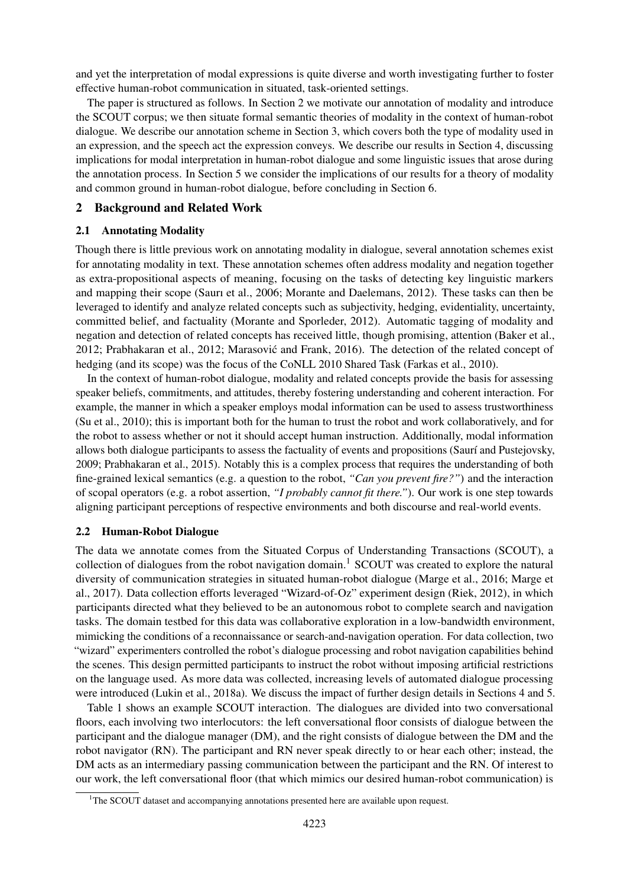and yet the interpretation of modal expressions is quite diverse and worth investigating further to foster effective human-robot communication in situated, task-oriented settings.

The paper is structured as follows. In Section 2 we motivate our annotation of modality and introduce the SCOUT corpus; we then situate formal semantic theories of modality in the context of human-robot dialogue. We describe our annotation scheme in Section 3, which covers both the type of modality used in an expression, and the speech act the expression conveys. We describe our results in Section 4, discussing implications for modal interpretation in human-robot dialogue and some linguistic issues that arose during the annotation process. In Section 5 we consider the implications of our results for a theory of modality and common ground in human-robot dialogue, before concluding in Section 6.

## 2 Background and Related Work

### 2.1 Annotating Modality

Though there is little previous work on annotating modality in dialogue, several annotation schemes exist for annotating modality in text. These annotation schemes often address modality and negation together as extra-propositional aspects of meaning, focusing on the tasks of detecting key linguistic markers and mapping their scope (Saurı et al., 2006; Morante and Daelemans, 2012). These tasks can then be leveraged to identify and analyze related concepts such as subjectivity, hedging, evidentiality, uncertainty, committed belief, and factuality (Morante and Sporleder, 2012). Automatic tagging of modality and negation and detection of related concepts has received little, though promising, attention (Baker et al., 2012; Prabhakaran et al., 2012; Marasović and Frank, 2016). The detection of the related concept of hedging (and its scope) was the focus of the CoNLL 2010 Shared Task (Farkas et al., 2010).

In the context of human-robot dialogue, modality and related concepts provide the basis for assessing speaker beliefs, commitments, and attitudes, thereby fostering understanding and coherent interaction. For example, the manner in which a speaker employs modal information can be used to assess trustworthiness (Su et al., 2010); this is important both for the human to trust the robot and work collaboratively, and for the robot to assess whether or not it should accept human instruction. Additionally, modal information allows both dialogue participants to assess the factuality of events and propositions (Saurí and Pustejovsky, 2009; Prabhakaran et al., 2015). Notably this is a complex process that requires the understanding of both fine-grained lexical semantics (e.g. a question to the robot, *"Can you prevent fire?"*) and the interaction of scopal operators (e.g. a robot assertion, *"I probably cannot fit there."*). Our work is one step towards aligning participant perceptions of respective environments and both discourse and real-world events.

### 2.2 Human-Robot Dialogue

The data we annotate comes from the Situated Corpus of Understanding Transactions (SCOUT), a collection of dialogues from the robot navigation domain.[1] SCOUT was created to explore the natural diversity of communication strategies in situated human-robot dialogue (Marge et al., 2016; Marge et al., 2017). Data collection efforts leveraged "Wizard-of-Oz" experiment design (Riek, 2012), in which participants directed what they believed to be an autonomous robot to complete search and navigation tasks. The domain testbed for this data was collaborative exploration in a low-bandwidth environment, mimicking the conditions of a reconnaissance or search-and-navigation operation. For data collection, two "wizard" experimenters controlled the robot's dialogue processing and robot navigation capabilities behind the scenes. This design permitted participants to instruct the robot without imposing artificial restrictions on the language used. As more data was collected, increasing levels of automated dialogue processing were introduced (Lukin et al., 2018a). We discuss the impact of further design details in Sections 4 and 5.

Table 1 shows an example SCOUT interaction. The dialogues are divided into two conversational floors, each involving two interlocutors: the left conversational floor consists of dialogue between the participant and the dialogue manager (DM), and the right consists of dialogue between the DM and the robot navigator (RN). The participant and RN never speak directly to or hear each other; instead, the DM acts as an intermediary passing communication between the participant and the RN. Of interest to our work, the left conversational floor (that which mimics our desired human-robot communication) is

[1] The SCOUT dataset and accompanying annotations presented here are available upon request.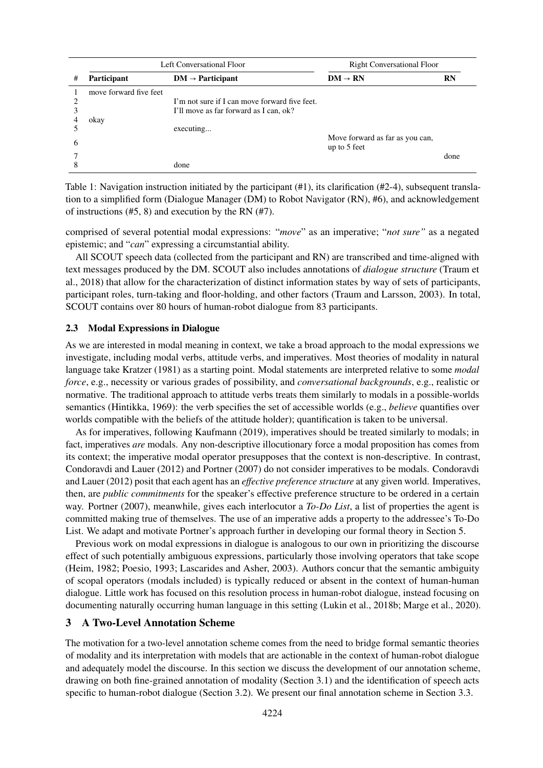| # | Left Conversational Floor | | Right Conversational Floor | |
|---|---|---|---|---|
| | **Participant** | **DM → Participant** | **DM → RN** | **RN** |
| 1 | move forward five feet | | | |
| 2 | | I'm not sure if I can move forward five feet. | | |
| 3 | | I'll move as far forward as I can, ok? | | |
| 4 | okay | | | |
| 5 | | executing... | | |
| 6 | | | Move forward as far as you can, up to 5 feet | |
| 7 | | | | done |
| 8 | | done | | |

Table 1: Navigation instruction initiated by the participant (#1), its clarification (#2-4), subsequent translation to a simplified form (Dialogue Manager (DM) to Robot Navigator (RN), #6), and acknowledgement of instructions (#5, 8) and execution by the RN (#7).

comprised of several potential modal expressions: "*move*" as an imperative; "*not sure"* as a negated epistemic; and "*can*" expressing a circumstantial ability.

All SCOUT speech data (collected from the participant and RN) are transcribed and time-aligned with text messages produced by the DM. SCOUT also includes annotations of *dialogue structure* (Traum et al., 2018) that allow for the characterization of distinct information states by way of sets of participants, participant roles, turn-taking and floor-holding, and other factors (Traum and Larsson, 2003). In total, SCOUT contains over 80 hours of human-robot dialogue from 83 participants.

### 2.3 Modal Expressions in Dialogue

As we are interested in modal meaning in context, we take a broad approach to the modal expressions we investigate, including modal verbs, attitude verbs, and imperatives. Most theories of modality in natural language take Kratzer (1981) as a starting point. Modal statements are interpreted relative to some *modal force*, e.g., necessity or various grades of possibility, and *conversational backgrounds*, e.g., realistic or normative. The traditional approach to attitude verbs treats them similarly to modals in a possible-worlds semantics (Hintikka, 1969): the verb specifies the set of accessible worlds (e.g., *believe* quantifies over worlds compatible with the beliefs of the attitude holder); quantification is taken to be universal.

As for imperatives, following Kaufmann (2019), imperatives should be treated similarly to modals; in fact, imperatives *are* modals. Any non-descriptive illocutionary force a modal proposition has comes from its context; the imperative modal operator presupposes that the context is non-descriptive. In contrast, Condoravdi and Lauer (2012) and Portner (2007) do not consider imperatives to be modals. Condoravdi and Lauer (2012) posit that each agent has an *effective preference structure* at any given world. Imperatives, then, are *public commitments* for the speaker's effective preference structure to be ordered in a certain way. Portner (2007), meanwhile, gives each interlocutor a *To-Do List*, a list of properties the agent is committed making true of themselves. The use of an imperative adds a property to the addressee's To-Do List. We adapt and motivate Portner's approach further in developing our formal theory in Section 5.

Previous work on modal expressions in dialogue is analogous to our own in prioritizing the discourse effect of such potentially ambiguous expressions, particularly those involving operators that take scope (Heim, 1982; Poesio, 1993; Lascarides and Asher, 2003). Authors concur that the semantic ambiguity of scopal operators (modals included) is typically reduced or absent in the context of human-human dialogue. Little work has focused on this resolution process in human-robot dialogue, instead focusing on documenting naturally occurring human language in this setting (Lukin et al., 2018b; Marge et al., 2020).

## 3 A Two-Level Annotation Scheme

The motivation for a two-level annotation scheme comes from the need to bridge formal semantic theories of modality and its interpretation with models that are actionable in the context of human-robot dialogue and adequately model the discourse. In this section we discuss the development of our annotation scheme, drawing on both fine-grained annotation of modality (Section 3.1) and the identification of speech acts specific to human-robot dialogue (Section 3.2). We present our final annotation scheme in Section 3.3.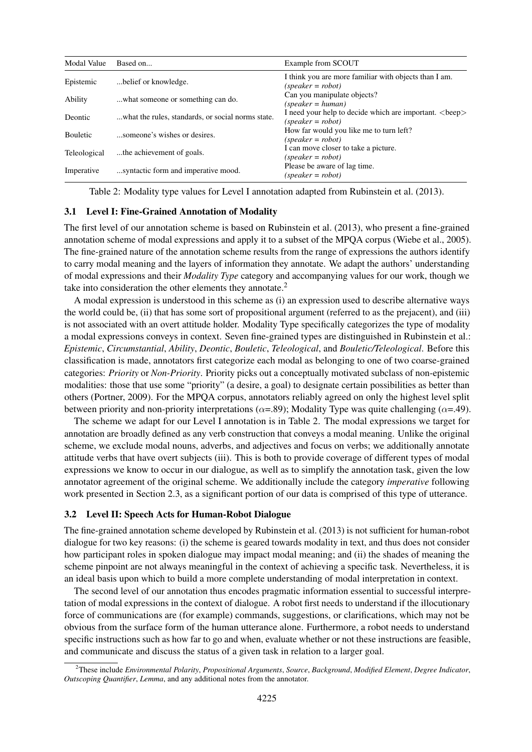| Modal Value | Based on... | Example from SCOUT |
|---|---|---|
| Epistemic | ...belief or knowledge. | I think you are more familiar with objects than I am. *(speaker = robot)* |
| Ability | ...what someone or something can do. | Can you manipulate objects? *(speaker = human)* |
| Deontic | ...what the rules, standards, or social norms state. | I need your help to decide which are important. <beep> *(speaker = robot)* |
| Bouletic | ...someone's wishes or desires. | How far would you like me to turn left? *(speaker = robot)* |
| Teleological | ...the achievement of goals. | I can move closer to take a picture. *(speaker = robot)* |
| Imperative | ...syntactic form and imperative mood. | Please be aware of lag time. *(speaker = robot)* |

Table 2: Modality type values for Level I annotation adapted from Rubinstein et al. (2013).

### 3.1 Level I: Fine-Grained Annotation of Modality

The first level of our annotation scheme is based on Rubinstein et al. (2013), who present a fine-grained annotation scheme of modal expressions and apply it to a subset of the MPQA corpus (Wiebe et al., 2005). The fine-grained nature of the annotation scheme results from the range of expressions the authors identify to carry modal meaning and the layers of information they annotate. We adapt the authors' understanding of modal expressions and their *Modality Type* category and accompanying values for our work, though we take into consideration the other elements they annotate.[2]

A modal expression is understood in this scheme as (i) an expression used to describe alternative ways the world could be, (ii) that has some sort of propositional argument (referred to as the prejacent), and (iii) is not associated with an overt attitude holder. Modality Type specifically categorizes the type of modality a modal expressions conveys in context. Seven fine-grained types are distinguished in Rubinstein et al.: *Epistemic*, *Circumstantial*, *Ability*, *Deontic*, *Bouletic*, *Teleological*, and *Bouletic/Teleological*. Before this classification is made, annotators first categorize each modal as belonging to one of two coarse-grained categories: *Priority* or *Non-Priority*. Priority picks out a conceptually motivated subclass of non-epistemic modalities: those that use some "priority" (a desire, a goal) to designate certain possibilities as better than others (Portner, 2009). For the MPQA corpus, annotators reliably agreed on only the highest level split between priority and non-priority interpretations ($\alpha$=.89); Modality Type was quite challenging ($\alpha$=.49).

The scheme we adapt for our Level I annotation is in Table 2. The modal expressions we target for annotation are broadly defined as any verb construction that conveys a modal meaning. Unlike the original scheme, we exclude modal nouns, adverbs, and adjectives and focus on verbs; we additionally annotate attitude verbs that have overt subjects (iii). This is both to provide coverage of different types of modal expressions we know to occur in our dialogue, as well as to simplify the annotation task, given the low annotator agreement of the original scheme. We additionally include the category *imperative* following work presented in Section 2.3, as a significant portion of our data is comprised of this type of utterance.

### 3.2 Level II: Speech Acts for Human-Robot Dialogue

The fine-grained annotation scheme developed by Rubinstein et al. (2013) is not sufficient for human-robot dialogue for two key reasons: (i) the scheme is geared towards modality in text, and thus does not consider how participant roles in spoken dialogue may impact modal meaning; and (ii) the shades of meaning the scheme pinpoint are not always meaningful in the context of achieving a specific task. Nevertheless, it is an ideal basis upon which to build a more complete understanding of modal interpretation in context.

The second level of our annotation thus encodes pragmatic information essential to successful interpretation of modal expressions in the context of dialogue. A robot first needs to understand if the illocutionary force of communications are (for example) commands, suggestions, or clarifications, which may not be obvious from the surface form of the human utterance alone. Furthermore, a robot needs to understand specific instructions such as how far to go and when, evaluate whether or not these instructions are feasible, and communicate and discuss the status of a given task in relation to a larger goal.

[2] These include *Environmental Polarity*, *Propositional Arguments*, *Source*, *Background*, *Modified Element*, *Degree Indicator*, *Outscoping Quantifier*, *Lemma*, and any additional notes from the annotator.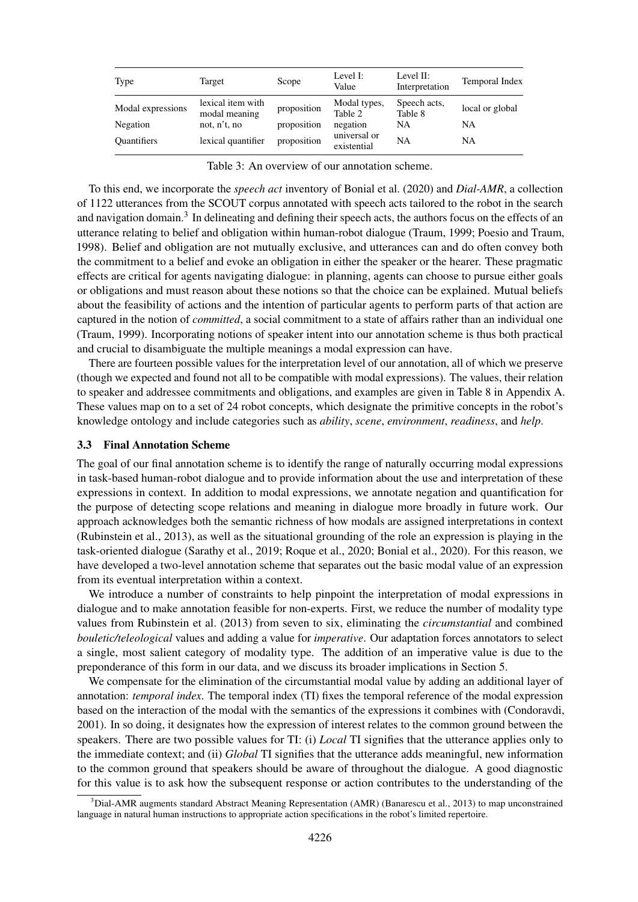| Type | Target | Scope | Level I: Value | Level II: Interpretation | Temporal Index |
|---|---|---|---|---|---|
| Modal expressions | lexical item with modal meaning | proposition | Modal types, Table 2 | Speech acts, Table 8 | local or global |
| Negation | not, n't, no | proposition | negation | NA | NA |
| Quantifiers | lexical quantifier | proposition | universal or existential | NA | NA |

Table 3: An overview of our annotation scheme.

To this end, we incorporate the *speech act* inventory of Bonial et al. (2020) and *Dial-AMR*, a collection of 1122 utterances from the SCOUT corpus annotated with speech acts tailored to the robot in the search and navigation domain.[3] In delineating and defining their speech acts, the authors focus on the effects of an utterance relating to belief and obligation within human-robot dialogue (Traum, 1999; Poesio and Traum, 1998). Belief and obligation are not mutually exclusive, and utterances can and do often convey both the commitment to a belief and evoke an obligation in either the speaker or the hearer. These pragmatic effects are critical for agents navigating dialogue: in planning, agents can choose to pursue either goals or obligations and must reason about these notions so that the choice can be explained. Mutual beliefs about the feasibility of actions and the intention of particular agents to perform parts of that action are captured in the notion of *committed*, a social commitment to a state of affairs rather than an individual one (Traum, 1999). Incorporating notions of speaker intent into our annotation scheme is thus both practical and crucial to disambiguate the multiple meanings a modal expression can have.

There are fourteen possible values for the interpretation level of our annotation, all of which we preserve (though we expected and found not all to be compatible with modal expressions). The values, their relation to speaker and addressee commitments and obligations, and examples are given in Table 8 in Appendix A. These values map on to a set of 24 robot concepts, which designate the primitive concepts in the robot's knowledge ontology and include categories such as *ability*, *scene*, *environment*, *readiness*, and *help*.

### 3.3 Final Annotation Scheme

The goal of our final annotation scheme is to identify the range of naturally occurring modal expressions in task-based human-robot dialogue and to provide information about the use and interpretation of these expressions in context. In addition to modal expressions, we annotate negation and quantification for the purpose of detecting scope relations and meaning in dialogue more broadly in future work. Our approach acknowledges both the semantic richness of how modals are assigned interpretations in context (Rubinstein et al., 2013), as well as the situational grounding of the role an expression is playing in the task-oriented dialogue (Sarathy et al., 2019; Roque et al., 2020; Bonial et al., 2020). For this reason, we have developed a two-level annotation scheme that separates out the basic modal value of an expression from its eventual interpretation within a context.

We introduce a number of constraints to help pinpoint the interpretation of modal expressions in dialogue and to make annotation feasible for non-experts. First, we reduce the number of modality type values from Rubinstein et al. (2013) from seven to six, eliminating the *circumstantial* and combined *bouletic/teleological* values and adding a value for *imperative*. Our adaptation forces annotators to select a single, most salient category of modality type. The addition of an imperative value is due to the preponderance of this form in our data, and we discuss its broader implications in Section 5.

We compensate for the elimination of the circumstantial modal value by adding an additional layer of annotation: *temporal index*. The temporal index (TI) fixes the temporal reference of the modal expression based on the interaction of the modal with the semantics of the expressions it combines with (Condoravdi, 2001). In so doing, it designates how the expression of interest relates to the common ground between the speakers. There are two possible values for TI: (i) *Local* TI signifies that the utterance applies only to the immediate context; and (ii) *Global* TI signifies that the utterance adds meaningful, new information to the common ground that speakers should be aware of throughout the dialogue. A good diagnostic for this value is to ask how the subsequent response or action contributes to the understanding of the

[3] Dial-AMR augments standard Abstract Meaning Representation (AMR) (Banarescu et al., 2013) to map unconstrained language in natural human instructions to appropriate action specifications in the robot's limited repertoire.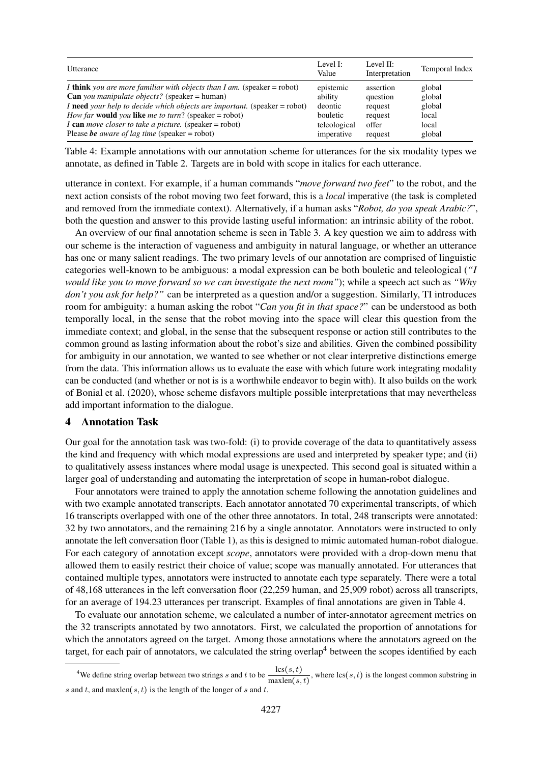| Utterance | Level I: Value | Level II: Interpretation | Temporal Index |
|---|---|---|---|
| *I* **think** *you are more familiar with objects than I am.* (speaker = robot) | epistemic | assertion | global |
| **Can** *you manipulate objects?* (speaker = human) | ability | question | global |
| *I* **need** *your help to decide which objects are important.* (speaker = robot) | deontic | request | global |
| *How far* **would** *you* **like** *me to turn*? (speaker = robot) | bouletic | request | local |
| *I* **can** *move closer to take a picture.* (speaker = robot) | teleological | offer | local |
| Please ***be*** *aware of lag time* (speaker = robot) | imperative | request | global |

Table 4: Example annotations with our annotation scheme for utterances for the six modality types we annotate, as defined in Table 2. Targets are in bold with scope in italics for each utterance.

utterance in context. For example, if a human commands "*move forward two feet*" to the robot, and the next action consists of the robot moving two feet forward, this is a *local* imperative (the task is completed and removed from the immediate context). Alternatively, if a human asks "*Robot, do you speak Arabic?*", both the question and answer to this provide lasting useful information: an intrinsic ability of the robot.

An overview of our final annotation scheme is seen in Table 3. A key question we aim to address with our scheme is the interaction of vagueness and ambiguity in natural language, or whether an utterance has one or many salient readings. The two primary levels of our annotation are comprised of linguistic categories well-known to be ambiguous: a modal expression can be both bouletic and teleological (*"I would like you to move forward so we can investigate the next room"*); while a speech act such as *"Why don't you ask for help?"* can be interpreted as a question and/or a suggestion. Similarly, TI introduces room for ambiguity: a human asking the robot "*Can you fit in that space?*" can be understood as both temporally local, in the sense that the robot moving into the space will clear this question from the immediate context; and global, in the sense that the subsequent response or action still contributes to the common ground as lasting information about the robot's size and abilities. Given the combined possibility for ambiguity in our annotation, we wanted to see whether or not clear interpretive distinctions emerge from the data. This information allows us to evaluate the ease with which future work integrating modality can be conducted (and whether or not is is a worthwhile endeavor to begin with). It also builds on the work of Bonial et al. (2020), whose scheme disfavors multiple possible interpretations that may nevertheless add important information to the dialogue.

## 4 Annotation Task

Our goal for the annotation task was two-fold: (i) to provide coverage of the data to quantitatively assess the kind and frequency with which modal expressions are used and interpreted by speaker type; and (ii) to qualitatively assess instances where modal usage is unexpected. This second goal is situated within a larger goal of understanding and automating the interpretation of scope in human-robot dialogue.

Four annotators were trained to apply the annotation scheme following the annotation guidelines and with two example annotated transcripts. Each annotator annotated 70 experimental transcripts, of which 16 transcripts overlapped with one of the other three annotators. In total, 248 transcripts were annotated: 32 by two annotators, and the remaining 216 by a single annotator. Annotators were instructed to only annotate the left conversation floor (Table 1), as this is designed to mimic automated human-robot dialogue. For each category of annotation except *scope*, annotators were provided with a drop-down menu that allowed them to easily restrict their choice of value; scope was manually annotated. For utterances that contained multiple types, annotators were instructed to annotate each type separately. There were a total of 48,168 utterances in the left conversation floor (22,259 human, and 25,909 robot) across all transcripts, for an average of 194.23 utterances per transcript. Examples of final annotations are given in Table 4.

To evaluate our annotation scheme, we calculated a number of inter-annotator agreement metrics on the 32 transcripts annotated by two annotators. First, we calculated the proportion of annotations for which the annotators agreed on the target. Among those annotations where the annotators agreed on the target, for each pair of annotators, we calculated the string overlap[4] between the scopes identified by each

[4]We define string overlap between two strings $s$ and $t$ to be $\frac{\text{lcs}(s,t)}{\text{maxlen}(s,t)}$, where $\text{lcs}(s,t)$ is the longest common substring in $s$ and $t$, and $\text{maxlen}(s,t)$ is the length of the longer of $s$ and $t$.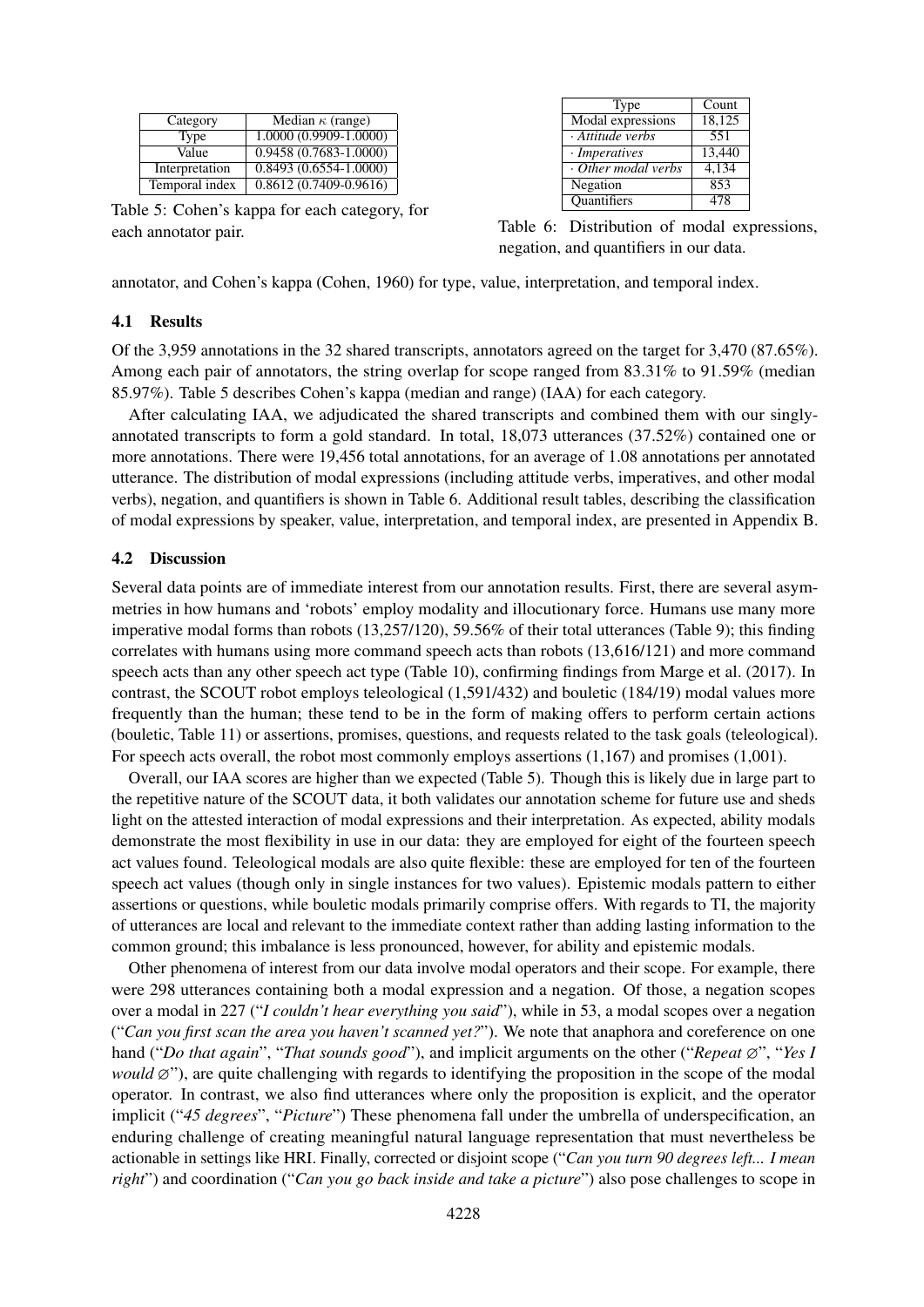| Category | Median $\kappa$ (range) |
|---|---|
| Type | 1.0000 (0.9909-1.0000) |
| Value | 0.9458 (0.7683-1.0000) |
| Interpretation | 0.8493 (0.6554-1.0000) |
| Temporal index | 0.8612 (0.7409-0.9616) |

Table 5: Cohen's kappa for each category, for each annotator pair.

| Type | Count |
|---|---|
| Modal expressions | 18,125 |
| · *Attitude verbs* | 551 |
| · *Imperatives* | 13,440 |
| · *Other modal verbs* | 4,134 |
| Negation | 853 |
| Quantifiers | 478 |

Table 6: Distribution of modal expressions, negation, and quantifiers in our data.

annotator, and Cohen's kappa (Cohen, 1960) for type, value, interpretation, and temporal index.

### 4.1 Results

Of the 3,959 annotations in the 32 shared transcripts, annotators agreed on the target for 3,470 (87.65%). Among each pair of annotators, the string overlap for scope ranged from 83.31% to 91.59% (median 85.97%). Table 5 describes Cohen's kappa (median and range) (IAA) for each category.

After calculating IAA, we adjudicated the shared transcripts and combined them with our singly-annotated transcripts to form a gold standard. In total, 18,073 utterances (37.52%) contained one or more annotations. There were 19,456 total annotations, for an average of 1.08 annotations per annotated utterance. The distribution of modal expressions (including attitude verbs, imperatives, and other modal verbs), negation, and quantifiers is shown in Table 6. Additional result tables, describing the classification of modal expressions by speaker, value, interpretation, and temporal index, are presented in Appendix B.

### 4.2 Discussion

Several data points are of immediate interest from our annotation results. First, there are several asymmetries in how humans and 'robots' employ modality and illocutionary force. Humans use many more imperative modal forms than robots (13,257/120), 59.56% of their total utterances (Table 9); this finding correlates with humans using more command speech acts than robots (13,616/121) and more command speech acts than any other speech act type (Table 10), confirming findings from Marge et al. (2017). In contrast, the SCOUT robot employs teleological (1,591/432) and bouletic (184/19) modal values more frequently than the human; these tend to be in the form of making offers to perform certain actions (bouletic, Table 11) or assertions, promises, questions, and requests related to the task goals (teleological). For speech acts overall, the robot most commonly employs assertions (1,167) and promises (1,001).

Overall, our IAA scores are higher than we expected (Table 5). Though this is likely due in large part to the repetitive nature of the SCOUT data, it both validates our annotation scheme for future use and sheds light on the attested interaction of modal expressions and their interpretation. As expected, ability modals demonstrate the most flexibility in use in our data: they are employed for eight of the fourteen speech act values found. Teleological modals are also quite flexible: these are employed for ten of the fourteen speech act values (though only in single instances for two values). Epistemic modals pattern to either assertions or questions, while bouletic modals primarily comprise offers. With regards to TI, the majority of utterances are local and relevant to the immediate context rather than adding lasting information to the common ground; this imbalance is less pronounced, however, for ability and epistemic modals.

Other phenomena of interest from our data involve modal operators and their scope. For example, there were 298 utterances containing both a modal expression and a negation. Of those, a negation scopes over a modal in 227 ("*I couldn't hear everything you said*"), while in 53, a modal scopes over a negation ("*Can you first scan the area you haven't scanned yet?*"). We note that anaphora and coreference on one hand ("*Do that again*", "*That sounds good*"), and implicit arguments on the other ("*Repeat* $\varnothing$", "*Yes I would* $\varnothing$"), are quite challenging with regards to identifying the proposition in the scope of the modal operator. In contrast, we also find utterances where only the proposition is explicit, and the operator implicit ("*45 degrees*", "*Picture*") These phenomena fall under the umbrella of underspecification, an enduring challenge of creating meaningful natural language representation that must nevertheless be actionable in settings like HRI. Finally, corrected or disjoint scope ("*Can you turn 90 degrees left... I mean right*") and coordination ("*Can you go back inside and take a picture*") also pose challenges to scope in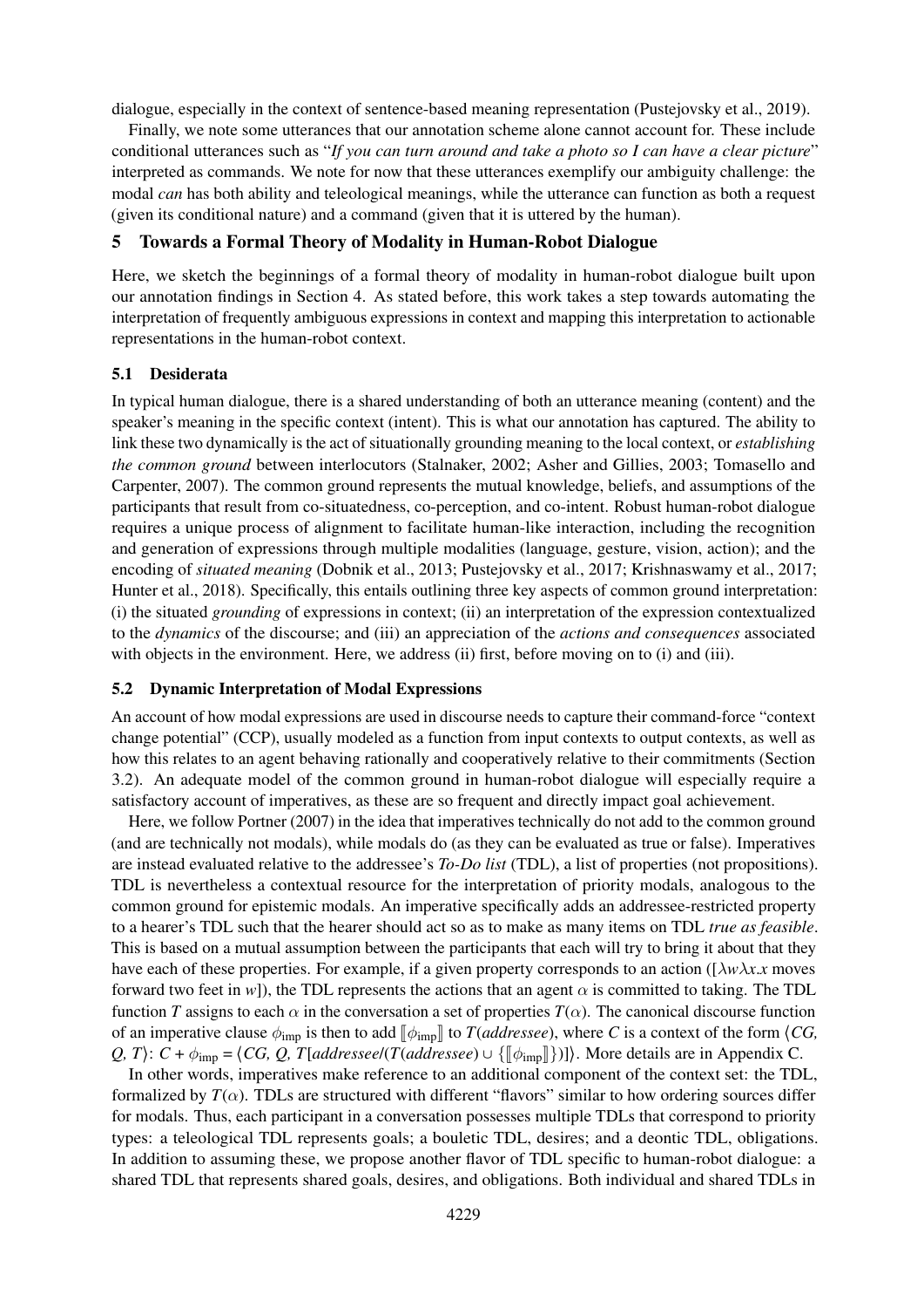dialogue, especially in the context of sentence-based meaning representation (Pustejovsky et al., 2019).

Finally, we note some utterances that our annotation scheme alone cannot account for. These include conditional utterances such as "*If you can turn around and take a photo so I can have a clear picture*" interpreted as commands. We note for now that these utterances exemplify our ambiguity challenge: the modal *can* has both ability and teleological meanings, while the utterance can function as both a request (given its conditional nature) and a command (given that it is uttered by the human).

## 5 Towards a Formal Theory of Modality in Human-Robot Dialogue

Here, we sketch the beginnings of a formal theory of modality in human-robot dialogue built upon our annotation findings in Section 4. As stated before, this work takes a step towards automating the interpretation of frequently ambiguous expressions in context and mapping this interpretation to actionable representations in the human-robot context.

### 5.1 Desiderata

In typical human dialogue, there is a shared understanding of both an utterance meaning (content) and the speaker's meaning in the specific context (intent). This is what our annotation has captured. The ability to link these two dynamically is the act of situationally grounding meaning to the local context, or *establishing the common ground* between interlocutors (Stalnaker, 2002; Asher and Gillies, 2003; Tomasello and Carpenter, 2007). The common ground represents the mutual knowledge, beliefs, and assumptions of the participants that result from co-situatedness, co-perception, and co-intent. Robust human-robot dialogue requires a unique process of alignment to facilitate human-like interaction, including the recognition and generation of expressions through multiple modalities (language, gesture, vision, action); and the encoding of *situated meaning* (Dobnik et al., 2013; Pustejovsky et al., 2017; Krishnaswamy et al., 2017; Hunter et al., 2018). Specifically, this entails outlining three key aspects of common ground interpretation: (i) the situated *grounding* of expressions in context; (ii) an interpretation of the expression contextualized to the *dynamics* of the discourse; and (iii) an appreciation of the *actions and consequences* associated with objects in the environment. Here, we address (ii) first, before moving on to (i) and (iii).

### 5.2 Dynamic Interpretation of Modal Expressions

An account of how modal expressions are used in discourse needs to capture their command-force "context change potential" (CCP), usually modeled as a function from input contexts to output contexts, as well as how this relates to an agent behaving rationally and cooperatively relative to their commitments (Section 3.2). An adequate model of the common ground in human-robot dialogue will especially require a satisfactory account of imperatives, as these are so frequent and directly impact goal achievement.

Here, we follow Portner (2007) in the idea that imperatives technically do not add to the common ground (and are technically not modals), while modals do (as they can be evaluated as true or false). Imperatives are instead evaluated relative to the addressee's *To-Do list* (TDL), a list of properties (not propositions). TDL is nevertheless a contextual resource for the interpretation of priority modals, analogous to the common ground for epistemic modals. An imperative specifically adds an addressee-restricted property to a hearer's TDL such that the hearer should act so as to make as many items on TDL *true as feasible*. This is based on a mutual assumption between the participants that each will try to bring it about that they have each of these properties. For example, if a given property corresponds to an action ($[\lambda w \lambda x.x$ moves forward two feet in $w]$), the TDL represents the actions that an agent $\alpha$ is committed to taking. The TDL function $T$ assigns to each $\alpha$ in the conversation a set of properties $T(\alpha)$. The canonical discourse function of an imperative clause $\phi_{\text{imp}}$ is then to add $[\![\phi_{\text{imp}}]\!]$ to $T(\textit{addressee})$, where $C$ is a context of the form $\langle CG, Q, T\rangle$: $C + \phi_{\text{imp}} = \langle CG, Q, T[\textit{addressee}/(T(\textit{addressee}) \cup \{[\![\phi_{\text{imp}}]\!]\})]\rangle$. More details are in Appendix C.

In other words, imperatives make reference to an additional component of the context set: the TDL, formalized by $T(\alpha)$. TDLs are structured with different "flavors" similar to how ordering sources differ for modals. Thus, each participant in a conversation possesses multiple TDLs that correspond to priority types: a teleological TDL represents goals; a bouletic TDL, desires; and a deontic TDL, obligations. In addition to assuming these, we propose another flavor of TDL specific to human-robot dialogue: a shared TDL that represents shared goals, desires, and obligations. Both individual and shared TDLs in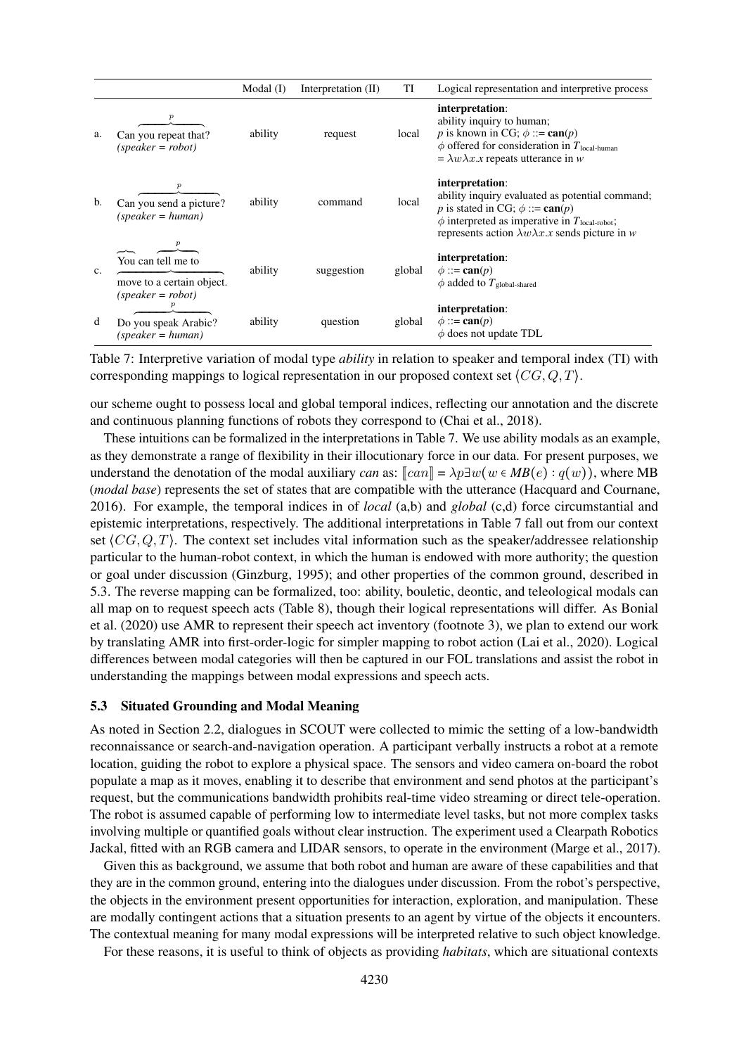| | | Modal (I) | Interpretation (II) | TI | Logical representation and interpretive process |
|---|---|---|---|---|---|
| a. | $\overbrace{\text{Can you repeat that?}}^{p}$ *(speaker = robot)* | ability | request | local | **interpretation**: ability inquiry to human; *p* is known in CG; $\phi ::= \textbf{can}(p)$ $\phi$ offered for consideration in $T_{\text{local-human}}$ $= \lambda w \lambda x.x$ repeats utterance in $w$ |
| b. | $\overbrace{\text{Can you send a picture?}}^{p}$ *(speaker = human)* | ability | command | local | **interpretation**: ability inquiry evaluated as potential command; *p* is stated in CG; $\phi ::= \textbf{can}(p)$ $\phi$ interpreted as imperative in $T_{\text{local-robot}}$; represents action $\lambda w \lambda x.x$ sends picture in $w$ |
| c. | $\overbrace{\text{You can tell me to}}^{p}$ move to a certain object. *(speaker = robot)* | ability | suggestion | global | **interpretation**: $\phi ::= \textbf{can}(p)$ $\phi$ added to $T_{\text{global-shared}}$ |
| d | $\overbrace{\text{Do you speak Arabic?}}^{p}$ *(speaker = human)* | ability | question | global | **interpretation**: $\phi ::= \textbf{can}(p)$ $\phi$ does not update TDL |

Table 7: Interpretive variation of modal type *ability* in relation to speaker and temporal index (TI) with corresponding mappings to logical representation in our proposed context set $\langle CG, Q, T \rangle$.

our scheme ought to possess local and global temporal indices, reflecting our annotation and the discrete and continuous planning functions of robots they correspond to (Chai et al., 2018).

These intuitions can be formalized in the interpretations in Table 7. We use ability modals as an example, as they demonstrate a range of flexibility in their illocutionary force in our data. For present purposes, we understand the denotation of the modal auxiliary *can* as: $[\![can]\!] = \lambda p \exists w(w \in MB(e) : q(w))$, where MB (*modal base*) represents the set of states that are compatible with the utterance (Hacquard and Cournane, 2016). For example, the temporal indices in of *local* (a,b) and *global* (c,d) force circumstantial and epistemic interpretations, respectively. The additional interpretations in Table 7 fall out from our context set $\langle CG, Q, T \rangle$. The context set includes vital information such as the speaker/addressee relationship particular to the human-robot context, in which the human is endowed with more authority; the question or goal under discussion (Ginzburg, 1995); and other properties of the common ground, described in 5.3. The reverse mapping can be formalized, too: ability, bouletic, deontic, and teleological modals can all map on to request speech acts (Table 8), though their logical representations will differ. As Bonial et al. (2020) use AMR to represent their speech act inventory (footnote 3), we plan to extend our work by translating AMR into first-order-logic for simpler mapping to robot action (Lai et al., 2020). Logical differences between modal categories will then be captured in our FOL translations and assist the robot in understanding the mappings between modal expressions and speech acts.

### 5.3 Situated Grounding and Modal Meaning

As noted in Section 2.2, dialogues in SCOUT were collected to mimic the setting of a low-bandwidth reconnaissance or search-and-navigation operation. A participant verbally instructs a robot at a remote location, guiding the robot to explore a physical space. The sensors and video camera on-board the robot populate a map as it moves, enabling it to describe that environment and send photos at the participant's request, but the communications bandwidth prohibits real-time video streaming or direct tele-operation. The robot is assumed capable of performing low to intermediate level tasks, but not more complex tasks involving multiple or quantified goals without clear instruction. The experiment used a Clearpath Robotics Jackal, fitted with an RGB camera and LIDAR sensors, to operate in the environment (Marge et al., 2017).

Given this as background, we assume that both robot and human are aware of these capabilities and that they are in the common ground, entering into the dialogues under discussion. From the robot's perspective, the objects in the environment present opportunities for interaction, exploration, and manipulation. These are modally contingent actions that a situation presents to an agent by virtue of the objects it encounters. The contextual meaning for many modal expressions will be interpreted relative to such object knowledge.

For these reasons, it is useful to think of objects as providing *habitats*, which are situational contexts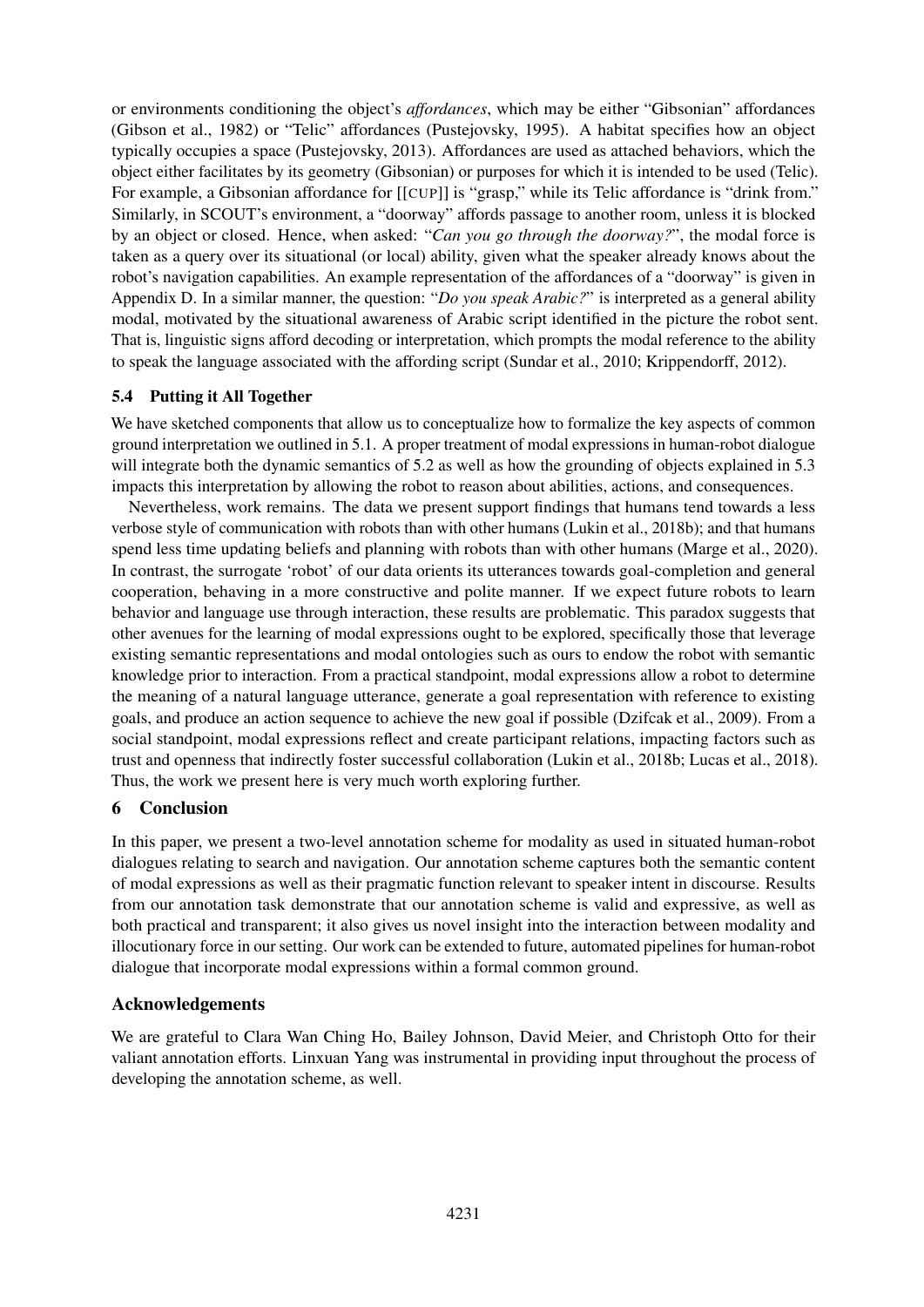or environments conditioning the object's *affordances*, which may be either "Gibsonian" affordances (Gibson et al., 1982) or "Telic" affordances (Pustejovsky, 1995). A habitat specifies how an object typically occupies a space (Pustejovsky, 2013). Affordances are used as attached behaviors, which the object either facilitates by its geometry (Gibsonian) or purposes for which it is intended to be used (Telic). For example, a Gibsonian affordance for [[CUP]] is "grasp," while its Telic affordance is "drink from." Similarly, in SCOUT's environment, a "doorway" affords passage to another room, unless it is blocked by an object or closed. Hence, when asked: "*Can you go through the doorway?*", the modal force is taken as a query over its situational (or local) ability, given what the speaker already knows about the robot's navigation capabilities. An example representation of the affordances of a "doorway" is given in Appendix D. In a similar manner, the question: "*Do you speak Arabic?*" is interpreted as a general ability modal, motivated by the situational awareness of Arabic script identified in the picture the robot sent. That is, linguistic signs afford decoding or interpretation, which prompts the modal reference to the ability to speak the language associated with the affording script (Sundar et al., 2010; Krippendorff, 2012).

### 5.4 Putting it All Together

We have sketched components that allow us to conceptualize how to formalize the key aspects of common ground interpretation we outlined in 5.1. A proper treatment of modal expressions in human-robot dialogue will integrate both the dynamic semantics of 5.2 as well as how the grounding of objects explained in 5.3 impacts this interpretation by allowing the robot to reason about abilities, actions, and consequences.

Nevertheless, work remains. The data we present support findings that humans tend towards a less verbose style of communication with robots than with other humans (Lukin et al., 2018b); and that humans spend less time updating beliefs and planning with robots than with other humans (Marge et al., 2020). In contrast, the surrogate 'robot' of our data orients its utterances towards goal-completion and general cooperation, behaving in a more constructive and polite manner. If we expect future robots to learn behavior and language use through interaction, these results are problematic. This paradox suggests that other avenues for the learning of modal expressions ought to be explored, specifically those that leverage existing semantic representations and modal ontologies such as ours to endow the robot with semantic knowledge prior to interaction. From a practical standpoint, modal expressions allow a robot to determine the meaning of a natural language utterance, generate a goal representation with reference to existing goals, and produce an action sequence to achieve the new goal if possible (Dzifcak et al., 2009). From a social standpoint, modal expressions reflect and create participant relations, impacting factors such as trust and openness that indirectly foster successful collaboration (Lukin et al., 2018b; Lucas et al., 2018). Thus, the work we present here is very much worth exploring further.

## 6 Conclusion

In this paper, we present a two-level annotation scheme for modality as used in situated human-robot dialogues relating to search and navigation. Our annotation scheme captures both the semantic content of modal expressions as well as their pragmatic function relevant to speaker intent in discourse. Results from our annotation task demonstrate that our annotation scheme is valid and expressive, as well as both practical and transparent; it also gives us novel insight into the interaction between modality and illocutionary force in our setting. Our work can be extended to future, automated pipelines for human-robot dialogue that incorporate modal expressions within a formal common ground.

## Acknowledgements

We are grateful to Clara Wan Ching Ho, Bailey Johnson, David Meier, and Christoph Otto for their valiant annotation efforts. Linxuan Yang was instrumental in providing input throughout the process of developing the annotation scheme, as well.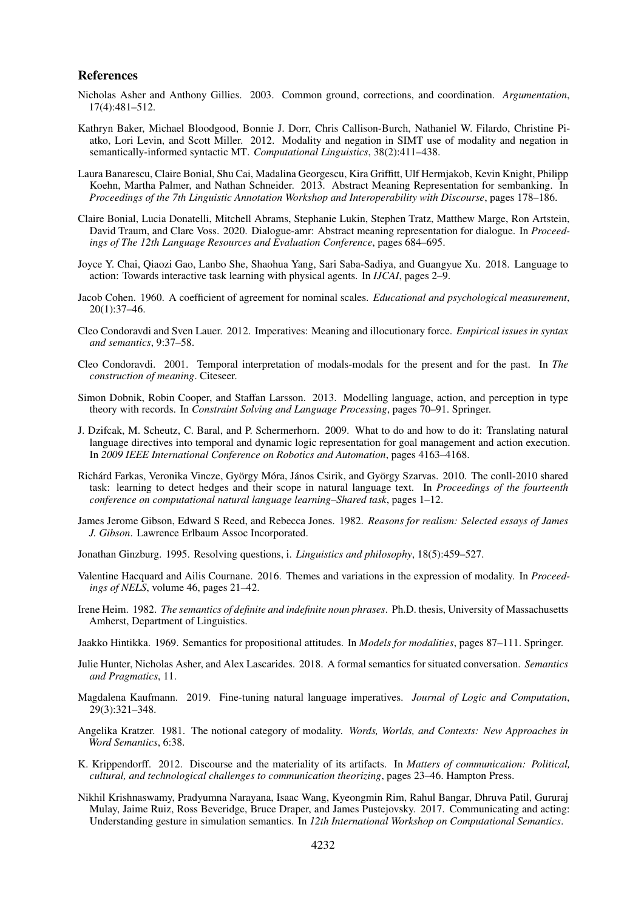## References

Nicholas Asher and Anthony Gillies. 2003. Common ground, corrections, and coordination. *Argumentation*, 17(4):481–512.

Kathryn Baker, Michael Bloodgood, Bonnie J. Dorr, Chris Callison-Burch, Nathaniel W. Filardo, Christine Piatko, Lori Levin, and Scott Miller. 2012. Modality and negation in SIMT use of modality and negation in semantically-informed syntactic MT. *Computational Linguistics*, 38(2):411–438.

Laura Banarescu, Claire Bonial, Shu Cai, Madalina Georgescu, Kira Griffitt, Ulf Hermjakob, Kevin Knight, Philipp Koehn, Martha Palmer, and Nathan Schneider. 2013. Abstract Meaning Representation for sembanking. In *Proceedings of the 7th Linguistic Annotation Workshop and Interoperability with Discourse*, pages 178–186.

Claire Bonial, Lucia Donatelli, Mitchell Abrams, Stephanie Lukin, Stephen Tratz, Matthew Marge, Ron Artstein, David Traum, and Clare Voss. 2020. Dialogue-amr: Abstract meaning representation for dialogue. In *Proceedings of The 12th Language Resources and Evaluation Conference*, pages 684–695.

Joyce Y. Chai, Qiaozi Gao, Lanbo She, Shaohua Yang, Sari Saba-Sadiya, and Guangyue Xu. 2018. Language to action: Towards interactive task learning with physical agents. In *IJCAI*, pages 2–9.

Jacob Cohen. 1960. A coefficient of agreement for nominal scales. *Educational and psychological measurement*, 20(1):37–46.

Cleo Condoravdi and Sven Lauer. 2012. Imperatives: Meaning and illocutionary force. *Empirical issues in syntax and semantics*, 9:37–58.

Cleo Condoravdi. 2001. Temporal interpretation of modals-modals for the present and for the past. In *The construction of meaning*. Citeseer.

Simon Dobnik, Robin Cooper, and Staffan Larsson. 2013. Modelling language, action, and perception in type theory with records. In *Constraint Solving and Language Processing*, pages 70–91. Springer.

J. Dzifcak, M. Scheutz, C. Baral, and P. Schermerhorn. 2009. What to do and how to do it: Translating natural language directives into temporal and dynamic logic representation for goal management and action execution. In *2009 IEEE International Conference on Robotics and Automation*, pages 4163–4168.

Richárd Farkas, Veronika Vincze, György Móra, János Csirik, and György Szarvas. 2010. The conll-2010 shared task: learning to detect hedges and their scope in natural language text. In *Proceedings of the fourteenth conference on computational natural language learning–Shared task*, pages 1–12.

James Jerome Gibson, Edward S Reed, and Rebecca Jones. 1982. *Reasons for realism: Selected essays of James J. Gibson*. Lawrence Erlbaum Assoc Incorporated.

Jonathan Ginzburg. 1995. Resolving questions, i. *Linguistics and philosophy*, 18(5):459–527.

Valentine Hacquard and Ailis Cournane. 2016. Themes and variations in the expression of modality. In *Proceedings of NELS*, volume 46, pages 21–42.

Irene Heim. 1982. *The semantics of definite and indefinite noun phrases*. Ph.D. thesis, University of Massachusetts Amherst, Department of Linguistics.

Jaakko Hintikka. 1969. Semantics for propositional attitudes. In *Models for modalities*, pages 87–111. Springer.

Julie Hunter, Nicholas Asher, and Alex Lascarides. 2018. A formal semantics for situated conversation. *Semantics and Pragmatics*, 11.

Magdalena Kaufmann. 2019. Fine-tuning natural language imperatives. *Journal of Logic and Computation*, 29(3):321–348.

Angelika Kratzer. 1981. The notional category of modality. *Words, Worlds, and Contexts: New Approaches in Word Semantics*, 6:38.

K. Krippendorff. 2012. Discourse and the materiality of its artifacts. In *Matters of communication: Political, cultural, and technological challenges to communication theorizing*, pages 23–46. Hampton Press.

Nikhil Krishnaswamy, Pradyumna Narayana, Isaac Wang, Kyeongmin Rim, Rahul Bangar, Dhruva Patil, Gururaj Mulay, Jaime Ruiz, Ross Beveridge, Bruce Draper, and James Pustejovsky. 2017. Communicating and acting: Understanding gesture in simulation semantics. In *12th International Workshop on Computational Semantics*.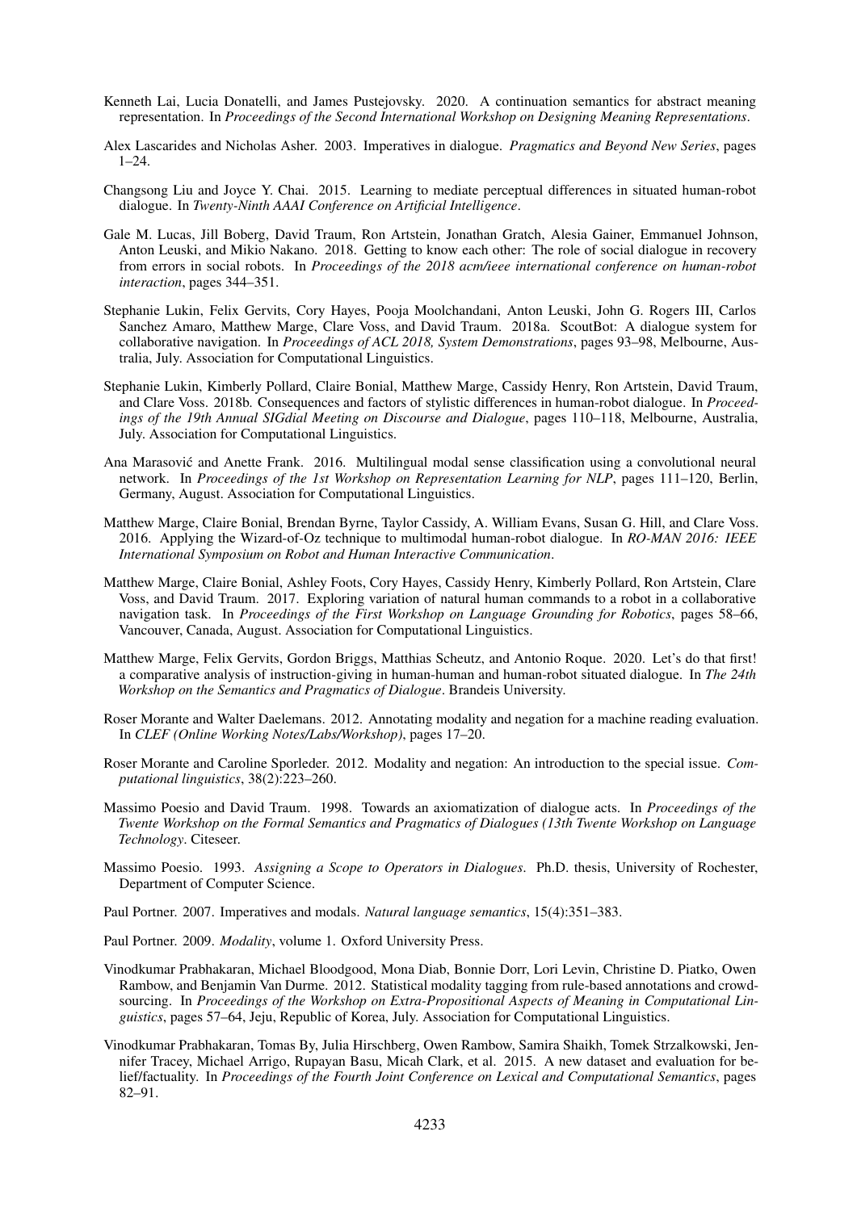Kenneth Lai, Lucia Donatelli, and James Pustejovsky. 2020. A continuation semantics for abstract meaning representation. In *Proceedings of the Second International Workshop on Designing Meaning Representations*.

Alex Lascarides and Nicholas Asher. 2003. Imperatives in dialogue. *Pragmatics and Beyond New Series*, pages 1–24.

Changsong Liu and Joyce Y. Chai. 2015. Learning to mediate perceptual differences in situated human-robot dialogue. In *Twenty-Ninth AAAI Conference on Artificial Intelligence*.

Gale M. Lucas, Jill Boberg, David Traum, Ron Artstein, Jonathan Gratch, Alesia Gainer, Emmanuel Johnson, Anton Leuski, and Mikio Nakano. 2018. Getting to know each other: The role of social dialogue in recovery from errors in social robots. In *Proceedings of the 2018 acm/ieee international conference on human-robot interaction*, pages 344–351.

Stephanie Lukin, Felix Gervits, Cory Hayes, Pooja Moolchandani, Anton Leuski, John G. Rogers III, Carlos Sanchez Amaro, Matthew Marge, Clare Voss, and David Traum. 2018a. ScoutBot: A dialogue system for collaborative navigation. In *Proceedings of ACL 2018, System Demonstrations*, pages 93–98, Melbourne, Australia, July. Association for Computational Linguistics.

Stephanie Lukin, Kimberly Pollard, Claire Bonial, Matthew Marge, Cassidy Henry, Ron Artstein, David Traum, and Clare Voss. 2018b. Consequences and factors of stylistic differences in human-robot dialogue. In *Proceedings of the 19th Annual SIGdial Meeting on Discourse and Dialogue*, pages 110–118, Melbourne, Australia, July. Association for Computational Linguistics.

Ana Marasović and Anette Frank. 2016. Multilingual modal sense classification using a convolutional neural network. In *Proceedings of the 1st Workshop on Representation Learning for NLP*, pages 111–120, Berlin, Germany, August. Association for Computational Linguistics.

Matthew Marge, Claire Bonial, Brendan Byrne, Taylor Cassidy, A. William Evans, Susan G. Hill, and Clare Voss. 2016. Applying the Wizard-of-Oz technique to multimodal human-robot dialogue. In *RO-MAN 2016: IEEE International Symposium on Robot and Human Interactive Communication*.

Matthew Marge, Claire Bonial, Ashley Foots, Cory Hayes, Cassidy Henry, Kimberly Pollard, Ron Artstein, Clare Voss, and David Traum. 2017. Exploring variation of natural human commands to a robot in a collaborative navigation task. In *Proceedings of the First Workshop on Language Grounding for Robotics*, pages 58–66, Vancouver, Canada, August. Association for Computational Linguistics.

Matthew Marge, Felix Gervits, Gordon Briggs, Matthias Scheutz, and Antonio Roque. 2020. Let's do that first! a comparative analysis of instruction-giving in human-human and human-robot situated dialogue. In *The 24th Workshop on the Semantics and Pragmatics of Dialogue*. Brandeis University.

Roser Morante and Walter Daelemans. 2012. Annotating modality and negation for a machine reading evaluation. In *CLEF (Online Working Notes/Labs/Workshop)*, pages 17–20.

Roser Morante and Caroline Sporleder. 2012. Modality and negation: An introduction to the special issue. *Computational linguistics*, 38(2):223–260.

Massimo Poesio and David Traum. 1998. Towards an axiomatization of dialogue acts. In *Proceedings of the Twente Workshop on the Formal Semantics and Pragmatics of Dialogues (13th Twente Workshop on Language Technology*. Citeseer.

Massimo Poesio. 1993. *Assigning a Scope to Operators in Dialogues*. Ph.D. thesis, University of Rochester, Department of Computer Science.

Paul Portner. 2007. Imperatives and modals. *Natural language semantics*, 15(4):351–383.

Paul Portner. 2009. *Modality*, volume 1. Oxford University Press.

Vinodkumar Prabhakaran, Michael Bloodgood, Mona Diab, Bonnie Dorr, Lori Levin, Christine D. Piatko, Owen Rambow, and Benjamin Van Durme. 2012. Statistical modality tagging from rule-based annotations and crowdsourcing. In *Proceedings of the Workshop on Extra-Propositional Aspects of Meaning in Computational Linguistics*, pages 57–64, Jeju, Republic of Korea, July. Association for Computational Linguistics.

Vinodkumar Prabhakaran, Tomas By, Julia Hirschberg, Owen Rambow, Samira Shaikh, Tomek Strzalkowski, Jennifer Tracey, Michael Arrigo, Rupayan Basu, Micah Clark, et al. 2015. A new dataset and evaluation for belief/factuality. In *Proceedings of the Fourth Joint Conference on Lexical and Computational Semantics*, pages 82–91.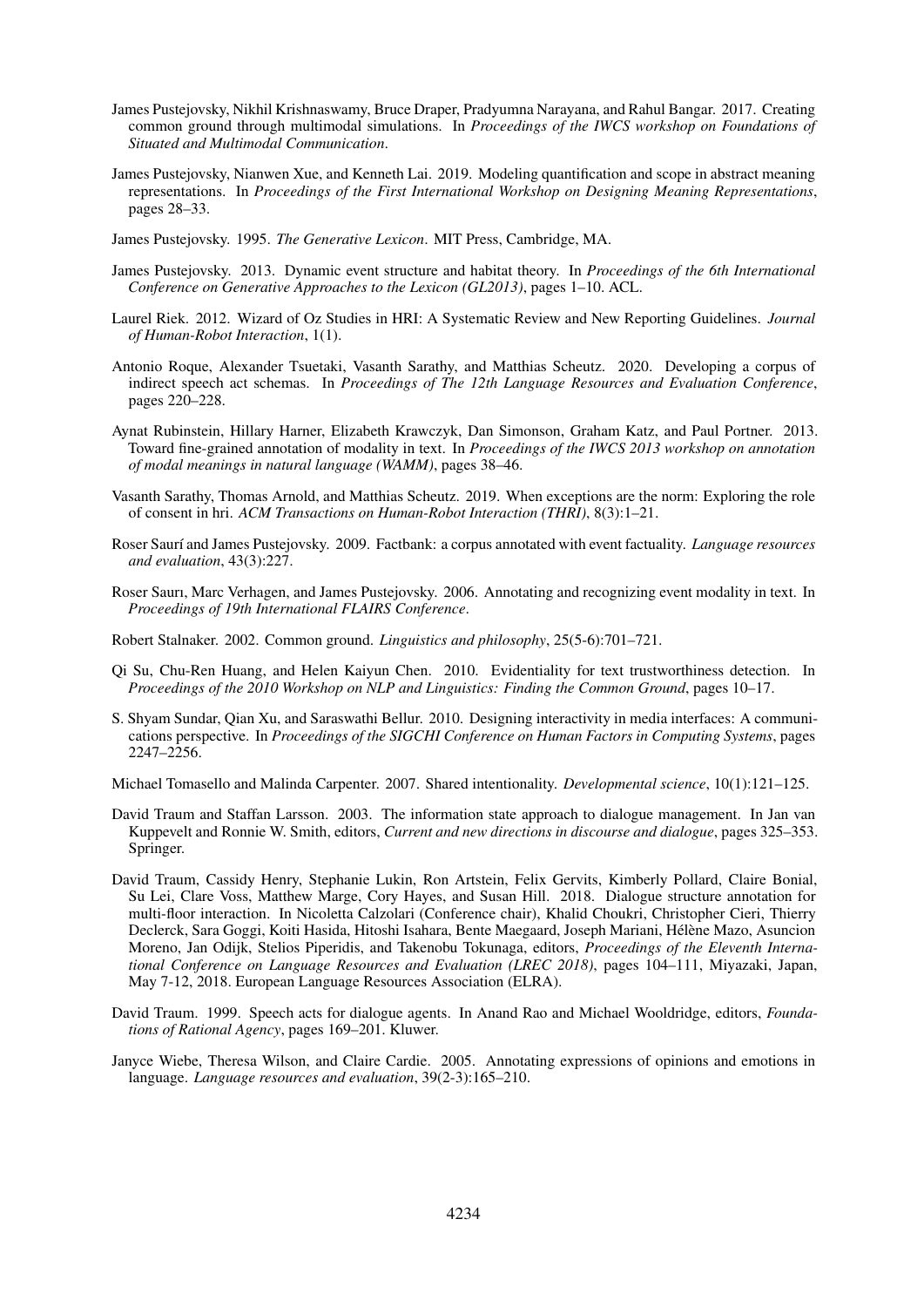James Pustejovsky, Nikhil Krishnaswamy, Bruce Draper, Pradyumna Narayana, and Rahul Bangar. 2017. Creating common ground through multimodal simulations. In *Proceedings of the IWCS workshop on Foundations of Situated and Multimodal Communication*.

James Pustejovsky, Nianwen Xue, and Kenneth Lai. 2019. Modeling quantification and scope in abstract meaning representations. In *Proceedings of the First International Workshop on Designing Meaning Representations*, pages 28–33.

James Pustejovsky. 1995. *The Generative Lexicon*. MIT Press, Cambridge, MA.

James Pustejovsky. 2013. Dynamic event structure and habitat theory. In *Proceedings of the 6th International Conference on Generative Approaches to the Lexicon (GL2013)*, pages 1–10. ACL.

Laurel Riek. 2012. Wizard of Oz Studies in HRI: A Systematic Review and New Reporting Guidelines. *Journal of Human-Robot Interaction*, 1(1).

Antonio Roque, Alexander Tsuetaki, Vasanth Sarathy, and Matthias Scheutz. 2020. Developing a corpus of indirect speech act schemas. In *Proceedings of The 12th Language Resources and Evaluation Conference*, pages 220–228.

Aynat Rubinstein, Hillary Harner, Elizabeth Krawczyk, Dan Simonson, Graham Katz, and Paul Portner. 2013. Toward fine-grained annotation of modality in text. In *Proceedings of the IWCS 2013 workshop on annotation of modal meanings in natural language (WAMM)*, pages 38–46.

Vasanth Sarathy, Thomas Arnold, and Matthias Scheutz. 2019. When exceptions are the norm: Exploring the role of consent in hri. *ACM Transactions on Human-Robot Interaction (THRI)*, 8(3):1–21.

Roser Saurí and James Pustejovsky. 2009. Factbank: a corpus annotated with event factuality. *Language resources and evaluation*, 43(3):227.

Roser Saurı, Marc Verhagen, and James Pustejovsky. 2006. Annotating and recognizing event modality in text. In *Proceedings of 19th International FLAIRS Conference*.

Robert Stalnaker. 2002. Common ground. *Linguistics and philosophy*, 25(5-6):701–721.

Qi Su, Chu-Ren Huang, and Helen Kaiyun Chen. 2010. Evidentiality for text trustworthiness detection. In *Proceedings of the 2010 Workshop on NLP and Linguistics: Finding the Common Ground*, pages 10–17.

S. Shyam Sundar, Qian Xu, and Saraswathi Bellur. 2010. Designing interactivity in media interfaces: A communications perspective. In *Proceedings of the SIGCHI Conference on Human Factors in Computing Systems*, pages 2247–2256.

Michael Tomasello and Malinda Carpenter. 2007. Shared intentionality. *Developmental science*, 10(1):121–125.

David Traum and Staffan Larsson. 2003. The information state approach to dialogue management. In Jan van Kuppevelt and Ronnie W. Smith, editors, *Current and new directions in discourse and dialogue*, pages 325–353. Springer.

David Traum, Cassidy Henry, Stephanie Lukin, Ron Artstein, Felix Gervits, Kimberly Pollard, Claire Bonial, Su Lei, Clare Voss, Matthew Marge, Cory Hayes, and Susan Hill. 2018. Dialogue structure annotation for multi-floor interaction. In Nicoletta Calzolari (Conference chair), Khalid Choukri, Christopher Cieri, Thierry Declerck, Sara Goggi, Koiti Hasida, Hitoshi Isahara, Bente Maegaard, Joseph Mariani, Hélène Mazo, Asuncion Moreno, Jan Odijk, Stelios Piperidis, and Takenobu Tokunaga, editors, *Proceedings of the Eleventh International Conference on Language Resources and Evaluation (LREC 2018)*, pages 104–111, Miyazaki, Japan, May 7-12, 2018. European Language Resources Association (ELRA).

David Traum. 1999. Speech acts for dialogue agents. In Anand Rao and Michael Wooldridge, editors, *Foundations of Rational Agency*, pages 169–201. Kluwer.

Janyce Wiebe, Theresa Wilson, and Claire Cardie. 2005. Annotating expressions of opinions and emotions in language. *Language resources and evaluation*, 39(2-3):165–210.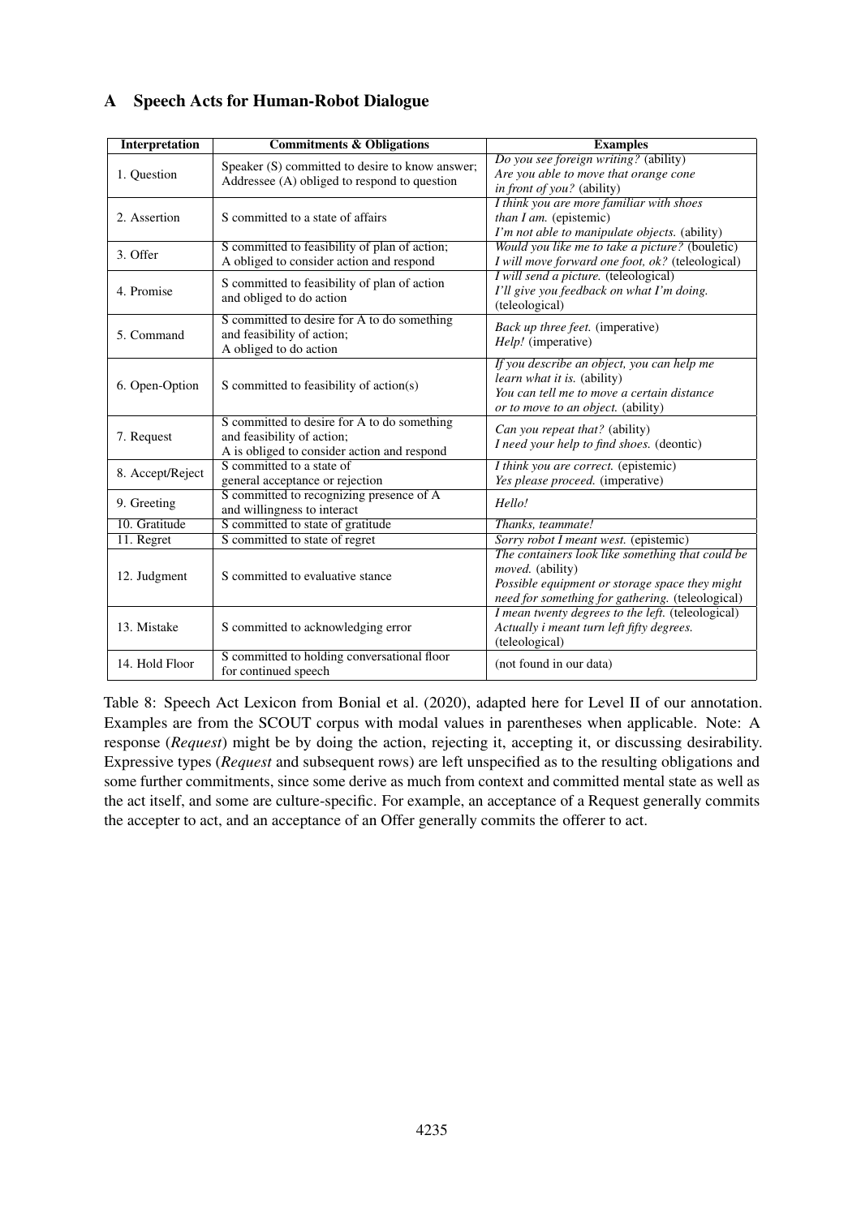## A Speech Acts for Human-Robot Dialogue

| Interpretation | Commitments & Obligations | Examples |
|---|---|---|
| 1. Question | Speaker (S) committed to desire to know answer; Addressee (A) obliged to respond to question | *Do you see foreign writing?* (ability) *Are you able to move that orange cone in front of you?* (ability) |
| 2. Assertion | S committed to a state of affairs | *I think you are more familiar with shoes than I am.* (epistemic) *I'm not able to manipulate objects.* (ability) |
| 3. Offer | S committed to feasibility of plan of action; A obliged to consider action and respond | *Would you like me to take a picture?* (bouletic) *I will move forward one foot, ok?* (teleological) |
| 4. Promise | S committed to feasibility of plan of action and obliged to do action | *I will send a picture.* (teleological) *I'll give you feedback on what I'm doing.* (teleological) |
| 5. Command | S committed to desire for A to do something and feasibility of action; A obliged to do action | *Back up three feet.* (imperative) *Help!* (imperative) |
| 6. Open-Option | S committed to feasibility of action(s) | *If you describe an object, you can help me learn what it is.* (ability) *You can tell me to move a certain distance or to move to an object.* (ability) |
| 7. Request | S committed to desire for A to do something and feasibility of action; A is obliged to consider action and respond | *Can you repeat that?* (ability) *I need your help to find shoes.* (deontic) |
| 8. Accept/Reject | S committed to a state of general acceptance or rejection | *I think you are correct.* (epistemic) *Yes please proceed.* (imperative) |
| 9. Greeting | S committed to recognizing presence of A and willingness to interact | *Hello!* |
| 10. Gratitude | S committed to state of gratitude | *Thanks, teammate!* |
| 11. Regret | S committed to state of regret | *Sorry robot I meant west.* (epistemic) |
| 12. Judgment | S committed to evaluative stance | *The containers look like something that could be moved.* (ability) *Possible equipment or storage space they might need for something for gathering.* (teleological) |
| 13. Mistake | S committed to acknowledging error | *I mean twenty degrees to the left.* (teleological) *Actually i meant turn left fifty degrees.* (teleological) |
| 14. Hold Floor | S committed to holding conversational floor for continued speech | (not found in our data) |

Table 8: Speech Act Lexicon from Bonial et al. (2020), adapted here for Level II of our annotation. Examples are from the SCOUT corpus with modal values in parentheses when applicable. Note: A response (*Request*) might be by doing the action, rejecting it, accepting it, or discussing desirability. Expressive types (*Request* and subsequent rows) are left unspecified as to the resulting obligations and some further commitments, since some derive as much from context and committed mental state as well as the act itself, and some are culture-specific. For example, an acceptance of a Request generally commits the accepter to act, and an acceptance of an Offer generally commits the offerer to act.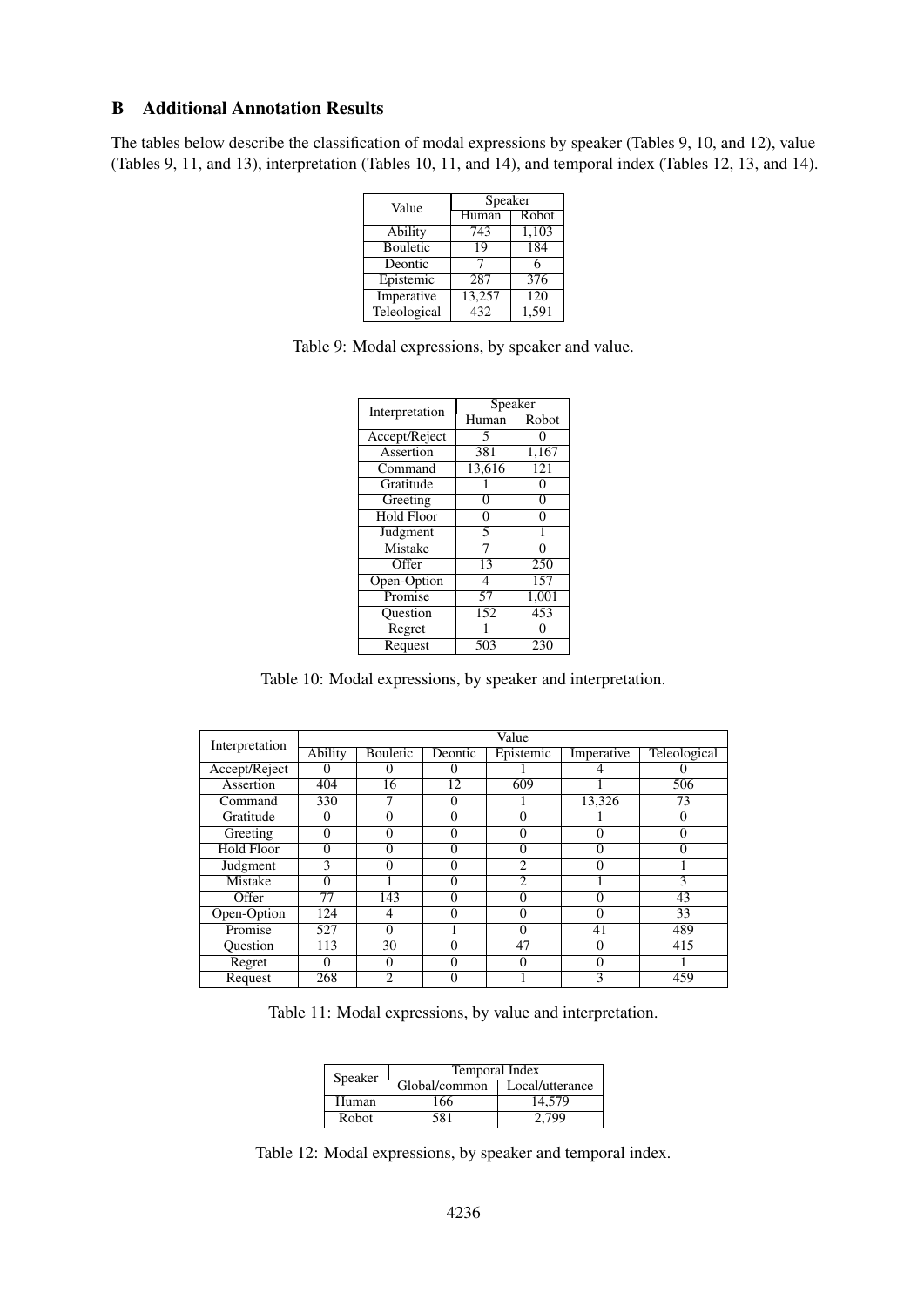## B Additional Annotation Results

The tables below describe the classification of modal expressions by speaker (Tables 9, 10, and 12), value (Tables 9, 11, and 13), interpretation (Tables 10, 11, and 14), and temporal index (Tables 12, 13, and 14).

| Value | Speaker | |
|---|---|---|
| | Human | Robot |
| Ability | 743 | 1,103 |
| Bouletic | 19 | 184 |
| Deontic | 7 | 6 |
| Epistemic | 287 | 376 |
| Imperative | 13,257 | 120 |
| Teleological | 432 | 1,591 |

Table 9: Modal expressions, by speaker and value.

| Interpretation | Speaker | |
|---|---|---|
| | Human | Robot |
| Accept/Reject | 5 | 0 |
| Assertion | 381 | 1,167 |
| Command | 13,616 | 121 |
| Gratitude | 1 | 0 |
| Greeting | 0 | 0 |
| Hold Floor | 0 | 0 |
| Judgment | 5 | 1 |
| Mistake | 7 | 0 |
| Offer | 13 | 250 |
| Open-Option | 4 | 157 |
| Promise | 57 | 1,001 |
| Question | 152 | 453 |
| Regret | 1 | 0 |
| Request | 503 | 230 |

Table 10: Modal expressions, by speaker and interpretation.

| Interpretation | Value | | | | | |
|---|---|---|---|---|---|---|
| | Ability | Bouletic | Deontic | Epistemic | Imperative | Teleological |
| Accept/Reject | 0 | 0 | 0 | 1 | 4 | 0 |
| Assertion | 404 | 16 | 12 | 609 | 1 | 506 |
| Command | 330 | 7 | 0 | 1 | 13,326 | 73 |
| Gratitude | 0 | 0 | 0 | 0 | 1 | 0 |
| Greeting | 0 | 0 | 0 | 0 | 0 | 0 |
| Hold Floor | 0 | 0 | 0 | 0 | 0 | 0 |
| Judgment | 3 | 0 | 0 | 2 | 0 | 1 |
| Mistake | 0 | 1 | 0 | 2 | 1 | 3 |
| Offer | 77 | 143 | 0 | 0 | 0 | 43 |
| Open-Option | 124 | 4 | 0 | 0 | 0 | 33 |
| Promise | 527 | 0 | 1 | 0 | 41 | 489 |
| Question | 113 | 30 | 0 | 47 | 0 | 415 |
| Regret | 0 | 0 | 0 | 0 | 0 | 1 |
| Request | 268 | 2 | 0 | 1 | 3 | 459 |

Table 11: Modal expressions, by value and interpretation.

| Speaker | Temporal Index | |
|---|---|---|
| | Global/common | Local/utterance |
| Human | 166 | 14,579 |
| Robot | 581 | 2,799 |

Table 12: Modal expressions, by speaker and temporal index.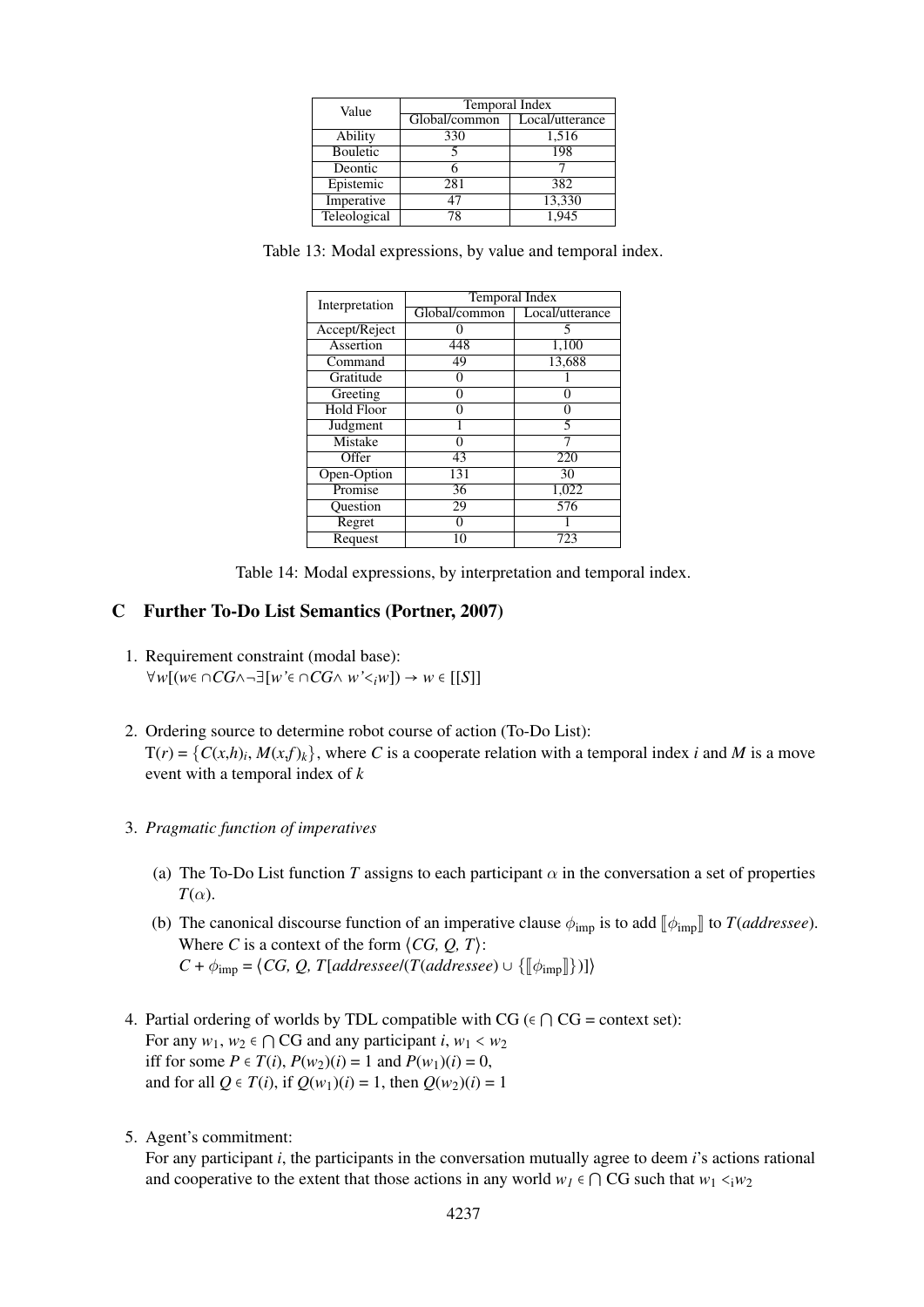| Value | Temporal Index | |
|---|---|---|
| | Global/common | Local/utterance |
| Ability | 330 | 1,516 |
| Bouletic | 5 | 198 |
| Deontic | 6 | 7 |
| Epistemic | 281 | 382 |
| Imperative | 47 | 13,330 |
| Teleological | 78 | 1,945 |

Table 13: Modal expressions, by value and temporal index.

| Interpretation | Temporal Index | |
|---|---|---|
| | Global/common | Local/utterance |
| Accept/Reject | 0 | 5 |
| Assertion | 448 | 1,100 |
| Command | 49 | 13,688 |
| Gratitude | 0 | 1 |
| Greeting | 0 | 0 |
| Hold Floor | 0 | 0 |
| Judgment | 1 | 5 |
| Mistake | 0 | 7 |
| Offer | 43 | 220 |
| Open-Option | 131 | 30 |
| Promise | 36 | 1,022 |
| Question | 29 | 576 |
| Regret | 0 | 1 |
| Request | 10 | 723 |

Table 14: Modal expressions, by interpretation and temporal index.

## C Further To-Do List Semantics (Portner, 2007)

1. Requirement constraint (modal base):
   $\forall w[(w \in \cap CG \wedge \neg\exists[w' \in \cap CG \wedge w' <_i w]) \rightarrow w \in [[S]]$

2. Ordering source to determine robot course of action (To-Do List):
   $\mathrm{T}(r) = \{C(x,h)_i, M(x,f)_k\}$, where $C$ is a cooperate relation with a temporal index $i$ and $M$ is a move event with a temporal index of $k$

3. *Pragmatic function of imperatives*

   (a) The To-Do List function $T$ assigns to each participant $\alpha$ in the conversation a set of properties $T(\alpha)$.

   (b) The canonical discourse function of an imperative clause $\phi_{\text{imp}}$ is to add $[\![\phi_{\text{imp}}]\!]$ to $T(\textit{addressee})$. Where $C$ is a context of the form $\langle CG, Q, T\rangle$:
   $C + \phi_{\text{imp}} = \langle CG, Q, T[\textit{addressee}/(T(\textit{addressee}) \cup \{[\![\phi_{\text{imp}}]\!]\})]\rangle$

4. Partial ordering of worlds by TDL compatible with CG ($\in \bigcap$ CG = context set):
   For any $w_1, w_2 \in \bigcap$ CG and any participant $i$, $w_1 < w_2$
   iff for some $P \in T(i)$, $P(w_2)(i) = 1$ and $P(w_1)(i) = 0$,
   and for all $Q \in T(i)$, if $Q(w_1)(i) = 1$, then $Q(w_2)(i) = 1$

5. Agent's commitment:
   For any participant $i$, the participants in the conversation mutually agree to deem $i$'s actions rational and cooperative to the extent that those actions in any world $w_1 \in \bigcap$ CG such that $w_1 <_i w_2$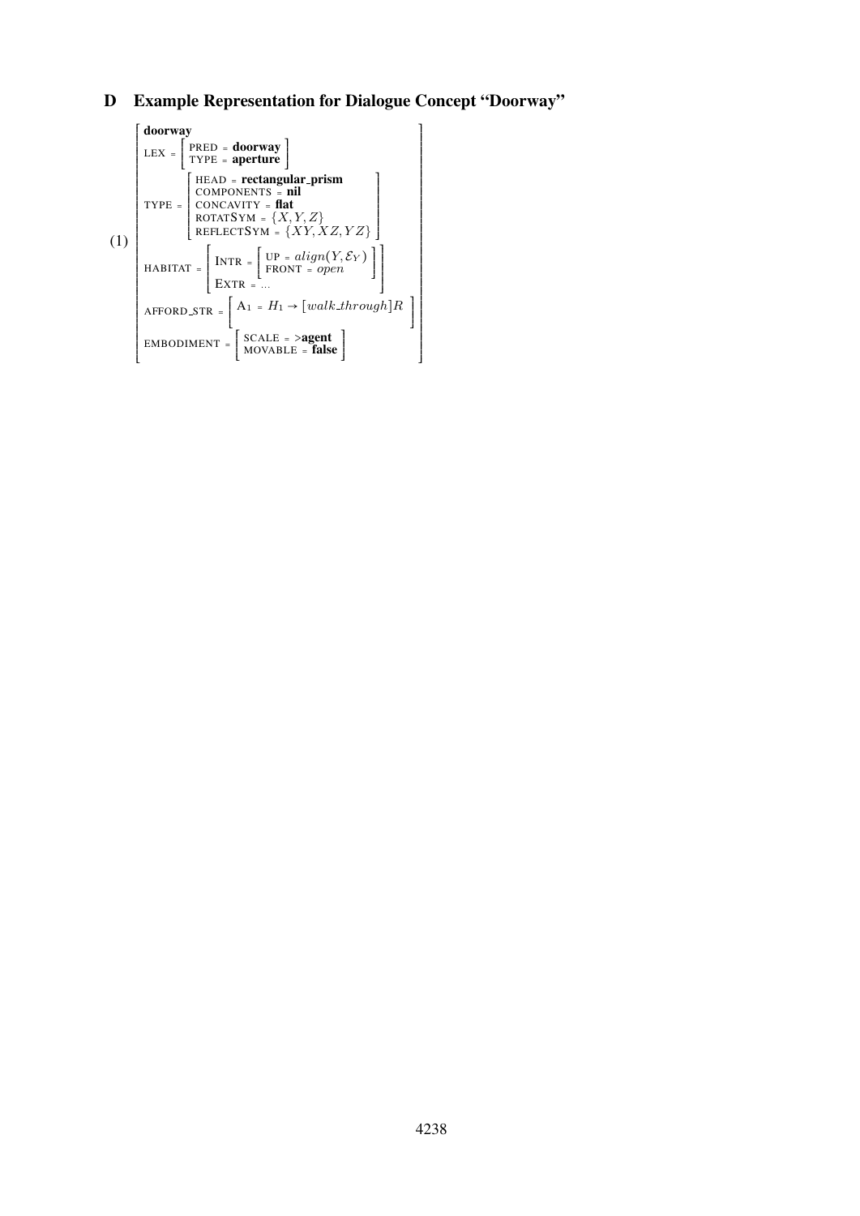## D Example Representation for Dialogue Concept “Doorway”

$$
(1)\quad
\begin{bmatrix}
\textbf{doorway} \\
\text{LEX} = \begin{bmatrix} \text{PRED} = \textbf{doorway} \\ \text{TYPE} = \textbf{aperture} \end{bmatrix} \\
\text{TYPE} = \begin{bmatrix} \text{HEAD} = \textbf{rectangular\_prism} \\ \text{COMPONENTS} = \textbf{nil} \\ \text{CONCAVITY} = \textbf{flat} \\ \text{ROTATSYM} = \{X, Y, Z\} \\ \text{REFLECTSYM} = \{XY, XZ, YZ\} \end{bmatrix} \\
\text{HABITAT} = \begin{bmatrix} \text{INTR} = \begin{bmatrix} \text{UP} = align(Y, \mathcal{E}_Y) \\ \text{FRONT} = open \end{bmatrix} \\ \text{EXTR} = \ldots \end{bmatrix} \\
\text{AFFORD\_STR} = \begin{bmatrix} \text{A}_1 = H_1 \rightarrow [walk\_through]R \end{bmatrix} \\
\text{EMBODIMENT} = \begin{bmatrix} \text{SCALE} = >\textbf{agent} \\ \text{MOVABLE} = \textbf{false} \end{bmatrix}
\end{bmatrix}
$$